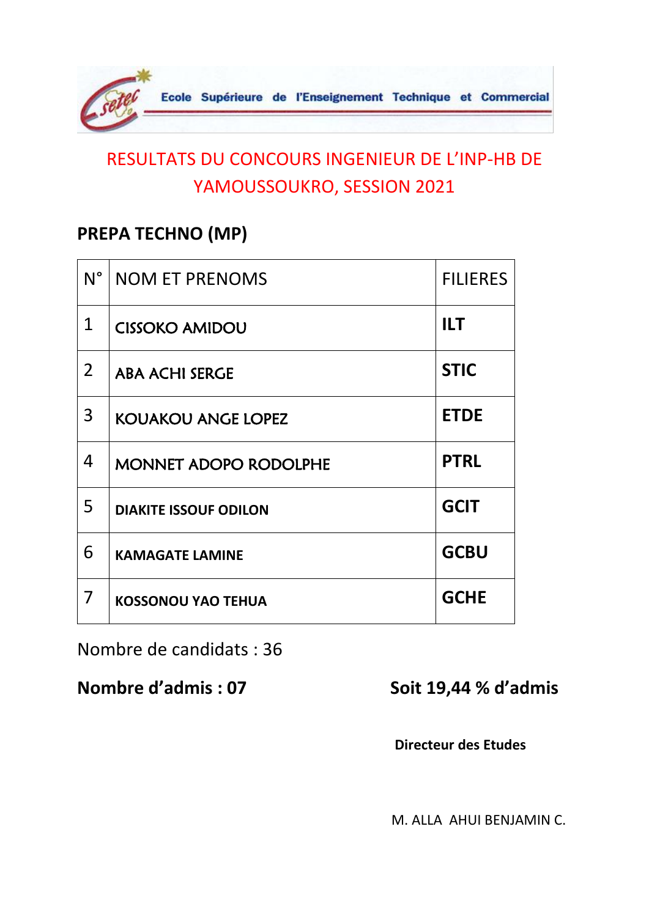Ecole Supérieure de l'Enseignement Technique et Commercial

# RESULTATS DU CONCOURS INGENIEUR DE L'INP-HB DE YAMOUSSOUKRO, SESSION 2021

## PREPA TECHNO (MP)

| N° | NOM ET PRENOMS | FILIERES |
|---|---|---|
| 1 | CISSOKO AMIDOU | **ILT** |
| 2 | ABA ACHI SERGE | **STIC** |
| 3 | KOUAKOU ANGE LOPEZ | **ETDE** |
| 4 | MONNET ADOPO RODOLPHE | **PTRL** |
| 5 | **DIAKITE ISSOUF ODILON** | **GCIT** |
| 6 | **KAMAGATE LAMINE** | **GCBU** |
| 7 | **KOSSONOU YAO TEHUA** | **GCHE** |

Nombre de candidats : 36

**Nombre d'admis : 07** **Soit 19,44 % d'admis**

**Directeur des Etudes**

M. ALLA AHUI BENJAMIN C.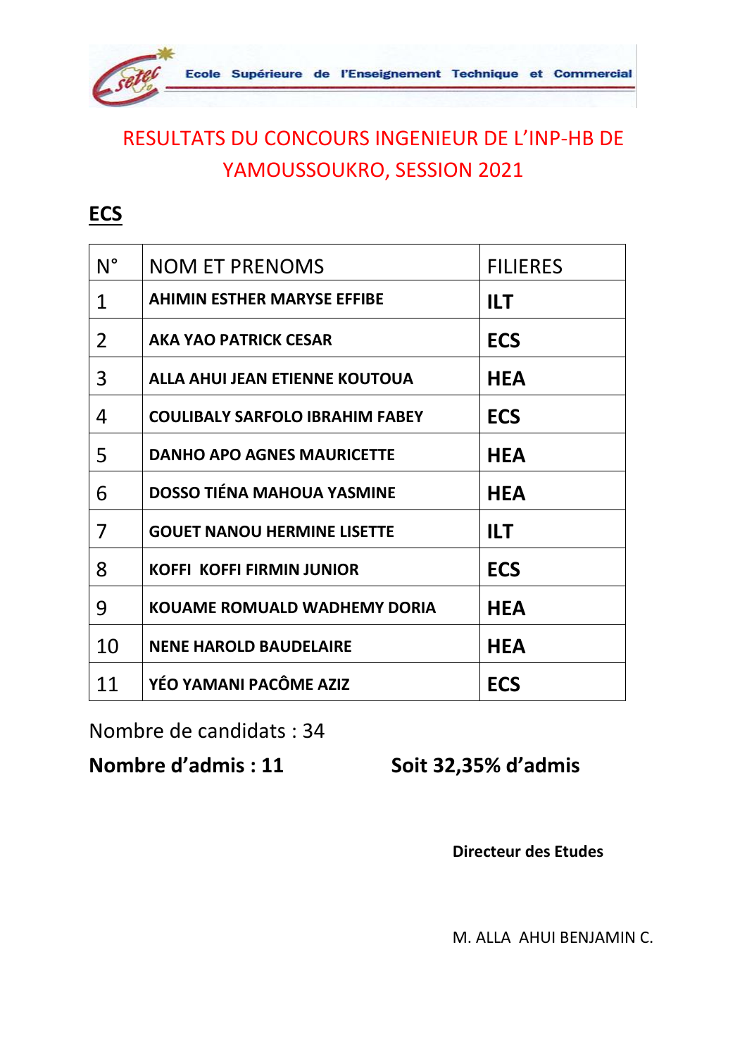Ecole Supérieure de l'Enseignement Technique et Commercial

# RESULTATS DU CONCOURS INGENIEUR DE L'INP-HB DE YAMOUSSOUKRO, SESSION 2021

## ECS

| N° | NOM ET PRENOMS | FILIERES |
|---|---|---|
| 1 | **AHIMIN ESTHER MARYSE EFFIBE** | **ILT** |
| 2 | **AKA YAO PATRICK CESAR** | **ECS** |
| 3 | **ALLA AHUI JEAN ETIENNE KOUTOUA** | **HEA** |
| 4 | **COULIBALY SARFOLO IBRAHIM FABEY** | **ECS** |
| 5 | **DANHO APO AGNES MAURICETTE** | **HEA** |
| 6 | **DOSSO TIÉNA MAHOUA YASMINE** | **HEA** |
| 7 | **GOUET NANOU HERMINE LISETTE** | **ILT** |
| 8 | **KOFFI KOFFI FIRMIN JUNIOR** | **ECS** |
| 9 | **KOUAME ROMUALD WADHEMY DORIA** | **HEA** |
| 10 | **NENE HAROLD BAUDELAIRE** | **HEA** |
| 11 | **YÉO YAMANI PACÔME AZIZ** | **ECS** |

Nombre de candidats : 34

**Nombre d'admis : 11** **Soit 32,35% d'admis**

**Directeur des Etudes**

M. ALLA AHUI BENJAMIN C.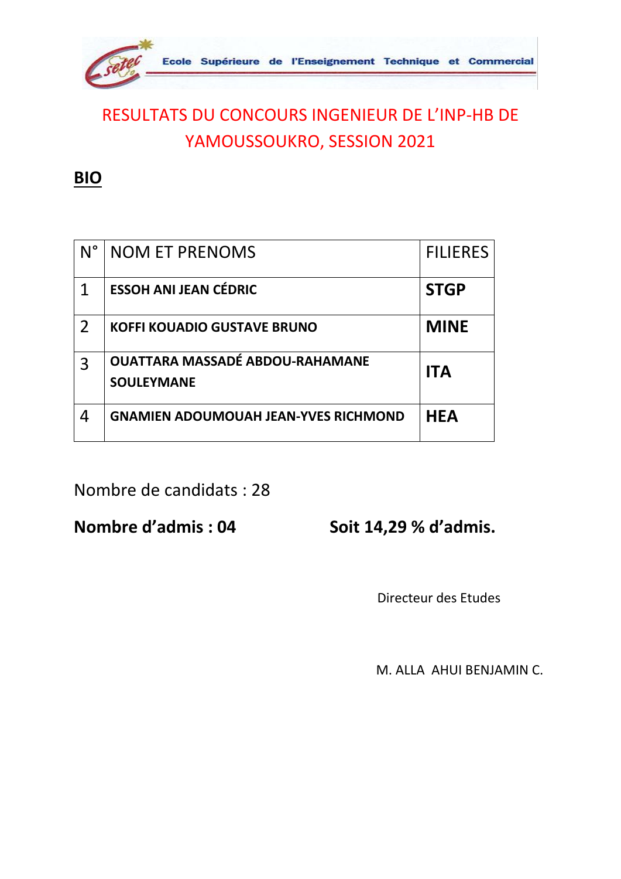Ecole Supérieure de l'Enseignement Technique et Commercial

# RESULTATS DU CONCOURS INGENIEUR DE L'INP-HB DE YAMOUSSOUKRO, SESSION 2021

## BIO

| N° | NOM ET PRENOMS | FILIERES |
|---|---|---|
| 1 | **ESSOH ANI JEAN CÉDRIC** | **STGP** |
| 2 | **KOFFI KOUADIO GUSTAVE BRUNO** | **MINE** |
| 3 | **OUATTARA MASSADÉ ABDOU-RAHAMANE SOULEYMANE** | **ITA** |
| 4 | **GNAMIEN ADOUMOUAH JEAN-YVES RICHMOND** | **HEA** |

Nombre de candidats : 28

**Nombre d'admis : 04** **Soit 14,29 % d'admis.**

Directeur des Etudes

M. ALLA AHUI BENJAMIN C.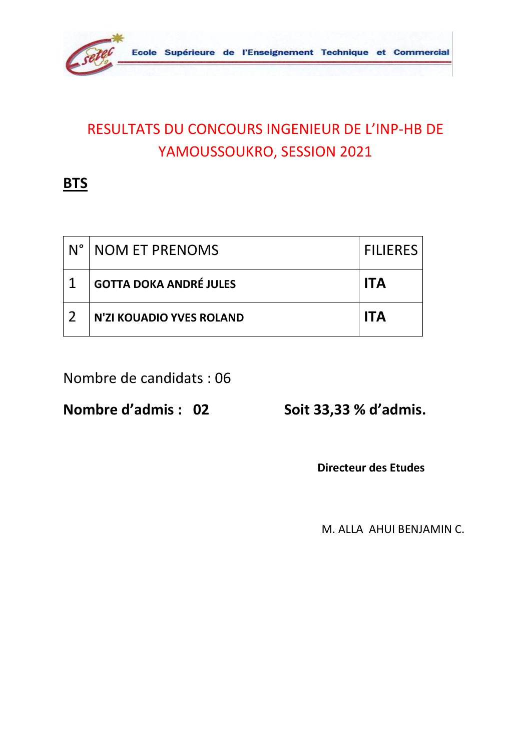Ecole Supérieure de l'Enseignement Technique et Commercial

# RESULTATS DU CONCOURS INGENIEUR DE L'INP-HB DE YAMOUSSOUKRO, SESSION 2021

## BTS

| N° | NOM ET PRENOMS | FILIERES |
|---|---|---|
| 1 | **GOTTA DOKA ANDRÉ JULES** | **ITA** |
| 2 | **N'ZI KOUADIO YVES ROLAND** | **ITA** |

Nombre de candidats : 06

**Nombre d'admis : 02** **Soit 33,33 % d'admis.**

**Directeur des Etudes**

M. ALLA AHUI BENJAMIN C.